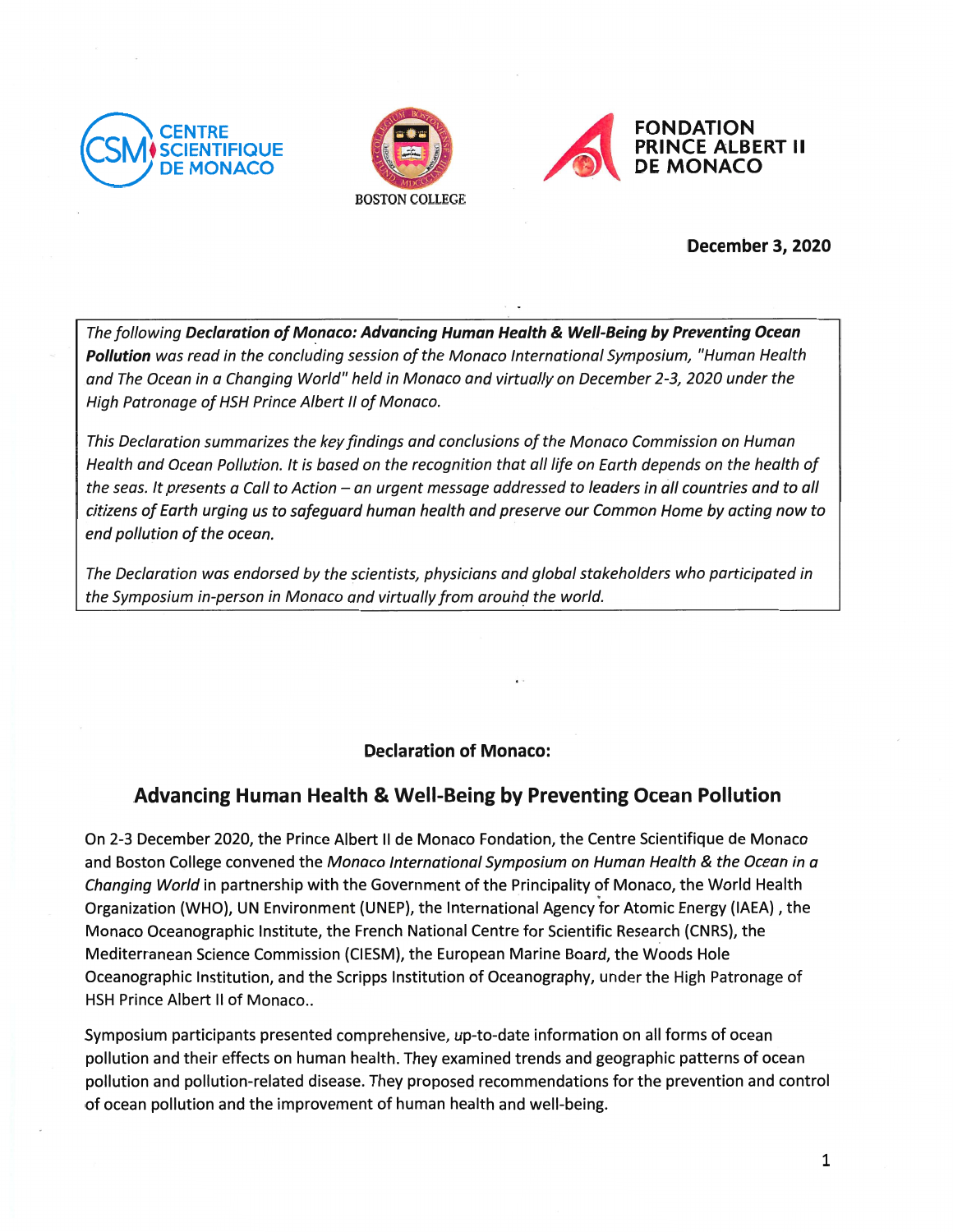CENTRE SCIENTIFIQUE DE MONACO

BOSTON COLLEGE

FONDATION PRINCE ALBERT II DE MONACO

**December 3, 2020**

*The following* ***Declaration of Monaco: Advancing Human Health & Well-Being by Preventing Ocean Pollution*** *was read in the concluding session of the Monaco International Symposium, "Human Health and The Ocean in a Changing World" held in Monaco and virtually on December 2-3, 2020 under the High Patronage of HSH Prince Albert II of Monaco.*

*This Declaration summarizes the key findings and conclusions of the Monaco Commission on Human Health and Ocean Pollution. It is based on the recognition that all life on Earth depends on the health of the seas. It presents a Call to Action – an urgent message addressed to leaders in all countries and to all citizens of Earth urging us to safeguard human health and preserve our Common Home by acting now to end pollution of the ocean.*

*The Declaration was endorsed by the scientists, physicians and global stakeholders who participated in the Symposium in-person in Monaco and virtually from around the world.*

**Declaration of Monaco:**

## Advancing Human Health & Well-Being by Preventing Ocean Pollution

On 2-3 December 2020, the Prince Albert II de Monaco Fondation, the Centre Scientifique de Monaco and Boston College convened the *Monaco International Symposium on Human Health & the Ocean in a Changing World* in partnership with the Government of the Principality of Monaco, the World Health Organization (WHO), UN Environment (UNEP), the International Agency for Atomic Energy (IAEA) , the Monaco Oceanographic Institute, the French National Centre for Scientific Research (CNRS), the Mediterranean Science Commission (CIESM), the European Marine Board, the Woods Hole Oceanographic Institution, and the Scripps Institution of Oceanography, under the High Patronage of HSH Prince Albert II of Monaco..

Symposium participants presented comprehensive, up-to-date information on all forms of ocean pollution and their effects on human health. They examined trends and geographic patterns of ocean pollution and pollution-related disease. They proposed recommendations for the prevention and control of ocean pollution and the improvement of human health and well-being.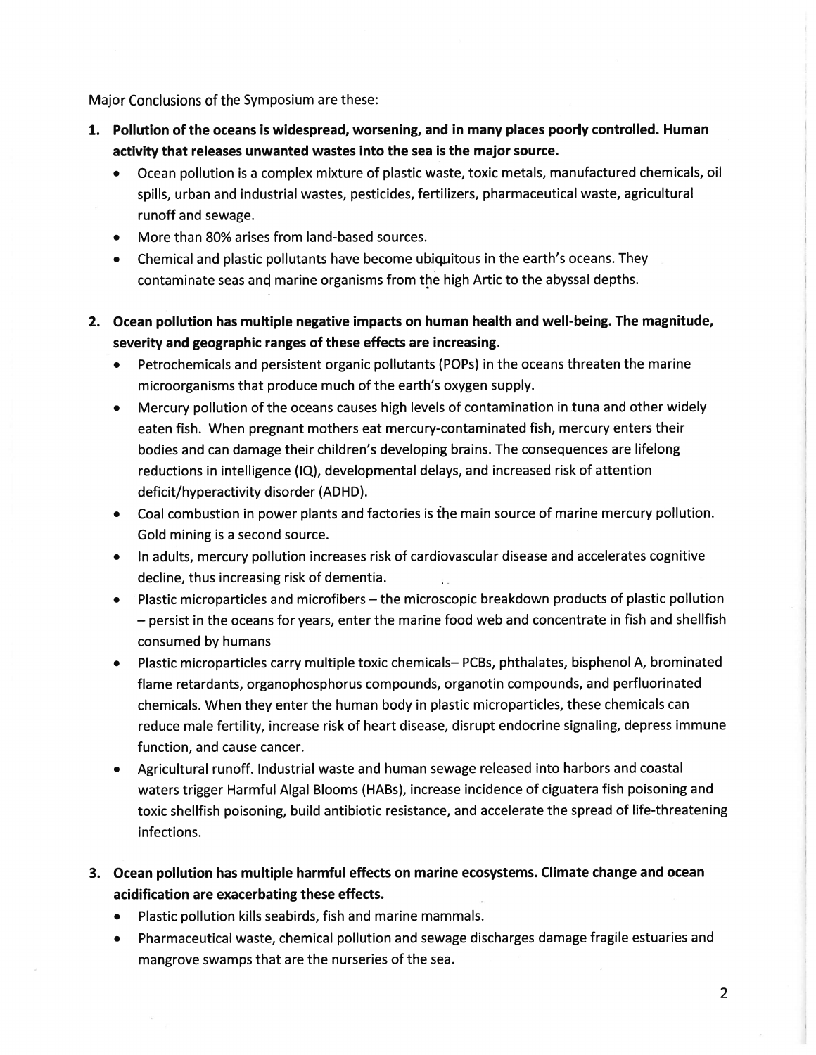Major Conclusions of the Symposium are these:

1. **Pollution of the oceans is widespread, worsening, and in many places poorly controlled. Human activity that releases unwanted wastes into the sea is the major source.**
   - Ocean pollution is a complex mixture of plastic waste, toxic metals, manufactured chemicals, oil spills, urban and industrial wastes, pesticides, fertilizers, pharmaceutical waste, agricultural runoff and sewage.
   - More than 80% arises from land-based sources.
   - Chemical and plastic pollutants have become ubiquitous in the earth's oceans. They contaminate seas and marine organisms from the high Artic to the abyssal depths.

2. **Ocean pollution has multiple negative impacts on human health and well-being. The magnitude, severity and geographic ranges of these effects are increasing**.
   - Petrochemicals and persistent organic pollutants (POPs) in the oceans threaten the marine microorganisms that produce much of the earth's oxygen supply.
   - Mercury pollution of the oceans causes high levels of contamination in tuna and other widely eaten fish. When pregnant mothers eat mercury-contaminated fish, mercury enters their bodies and can damage their children's developing brains. The consequences are lifelong reductions in intelligence (IQ), developmental delays, and increased risk of attention deficit/hyperactivity disorder (ADHD).
   - Coal combustion in power plants and factories is the main source of marine mercury pollution. Gold mining is a second source.
   - In adults, mercury pollution increases risk of cardiovascular disease and accelerates cognitive decline, thus increasing risk of dementia.
   - Plastic microparticles and microfibers – the microscopic breakdown products of plastic pollution – persist in the oceans for years, enter the marine food web and concentrate in fish and shellfish consumed by humans
   - Plastic microparticles carry multiple toxic chemicals– PCBs, phthalates, bisphenol A, brominated flame retardants, organophosphorus compounds, organotin compounds, and perfluorinated chemicals. When they enter the human body in plastic microparticles, these chemicals can reduce male fertility, increase risk of heart disease, disrupt endocrine signaling, depress immune function, and cause cancer.
   - Agricultural runoff. Industrial waste and human sewage released into harbors and coastal waters trigger Harmful Algal Blooms (HABs), increase incidence of ciguatera fish poisoning and toxic shellfish poisoning, build antibiotic resistance, and accelerate the spread of life-threatening infections.

3. **Ocean pollution has multiple harmful effects on marine ecosystems. Climate change and ocean acidification are exacerbating these effects.**
   - Plastic pollution kills seabirds, fish and marine mammals.
   - Pharmaceutical waste, chemical pollution and sewage discharges damage fragile estuaries and mangrove swamps that are the nurseries of the sea.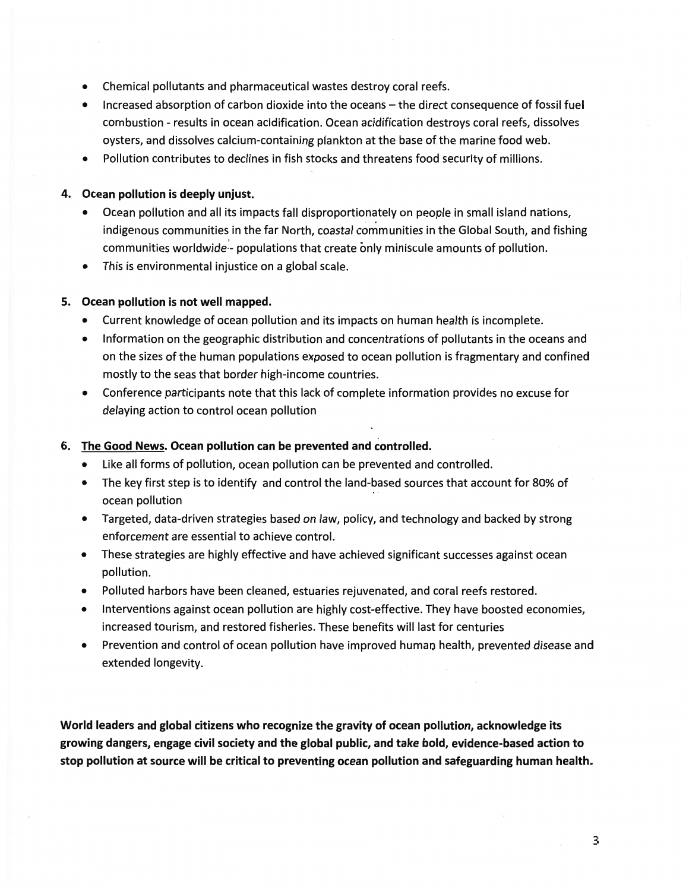- Chemical pollutants and pharmaceutical wastes destroy coral reefs.
- Increased absorption of carbon dioxide into the oceans – the direct consequence of fossil fuel combustion - results in ocean acidification. Ocean acidification destroys coral reefs, dissolves oysters, and dissolves calcium-containing plankton at the base of the marine food web.
- Pollution contributes to declines in fish stocks and threatens food security of millions.

4. **Ocean pollution is deeply unjust.**
    - Ocean pollution and all its impacts fall disproportionately on people in small island nations, indigenous communities in the far North, coastal communities in the Global South, and fishing communities worldwide - populations that create only miniscule amounts of pollution.
    - This is environmental injustice on a global scale.

5. **Ocean pollution is not well mapped.**
    - Current knowledge of ocean pollution and its impacts on human health is incomplete.
    - Information on the geographic distribution and concentrations of pollutants in the oceans and on the sizes of the human populations exposed to ocean pollution is fragmentary and confined mostly to the seas that border high-income countries.
    - Conference participants note that this lack of complete information provides no excuse for delaying action to control ocean pollution

6. **<u>The Good News</u>. Ocean pollution can be prevented and controlled.**
    - Like all forms of pollution, ocean pollution can be prevented and controlled.
    - The key first step is to identify and control the land-based sources that account for 80% of ocean pollution
    - Targeted, data-driven strategies based on law, policy, and technology and backed by strong enforcement are essential to achieve control.
    - These strategies are highly effective and have achieved significant successes against ocean pollution.
    - Polluted harbors have been cleaned, estuaries rejuvenated, and coral reefs restored.
    - Interventions against ocean pollution are highly cost-effective. They have boosted economies, increased tourism, and restored fisheries. These benefits will last for centuries
    - Prevention and control of ocean pollution have improved human health, prevented disease and extended longevity.

**World leaders and global citizens who recognize the gravity of ocean pollution, acknowledge its growing dangers, engage civil society and the global public, and take bold, evidence-based action to stop pollution at source will be critical to preventing ocean pollution and safeguarding human health.**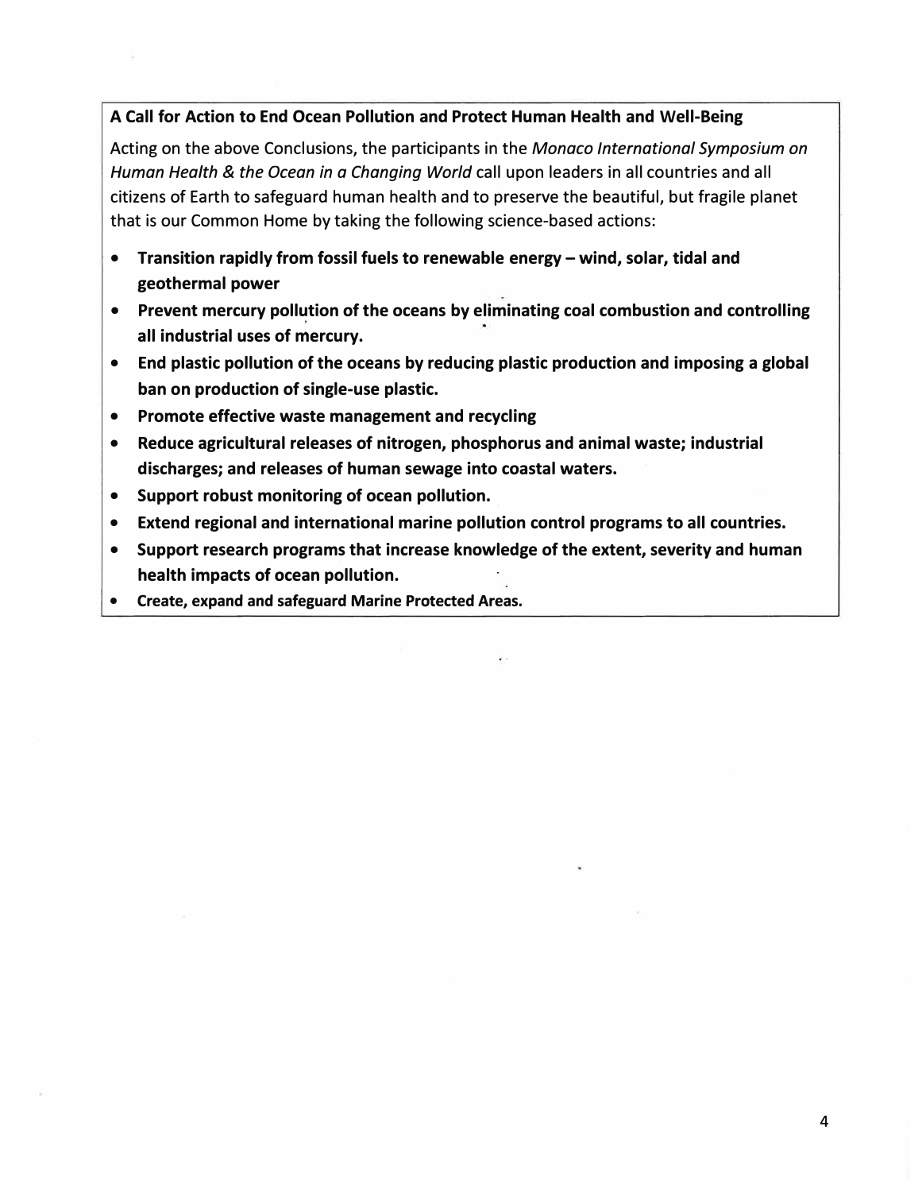**A Call for Action to End Ocean Pollution and Protect Human Health and Well-Being**

Acting on the above Conclusions, the participants in the *Monaco International Symposium on Human Health & the Ocean in a Changing World* call upon leaders in all countries and all citizens of Earth to safeguard human health and to preserve the beautiful, but fragile planet that is our Common Home by taking the following science-based actions:

- **Transition rapidly from fossil fuels to renewable energy – wind, solar, tidal and geothermal power**
- **Prevent mercury pollution of the oceans by eliminating coal combustion and controlling all industrial uses of mercury.**
- **End plastic pollution of the oceans by reducing plastic production and imposing a global ban on production of single-use plastic.**
- **Promote effective waste management and recycling**
- **Reduce agricultural releases of nitrogen, phosphorus and animal waste; industrial discharges; and releases of human sewage into coastal waters.**
- **Support robust monitoring of ocean pollution.**
- **Extend regional and international marine pollution control programs to all countries.**
- **Support research programs that increase knowledge of the extent, severity and human health impacts of ocean pollution.**
- **Create, expand and safeguard Marine Protected Areas.**